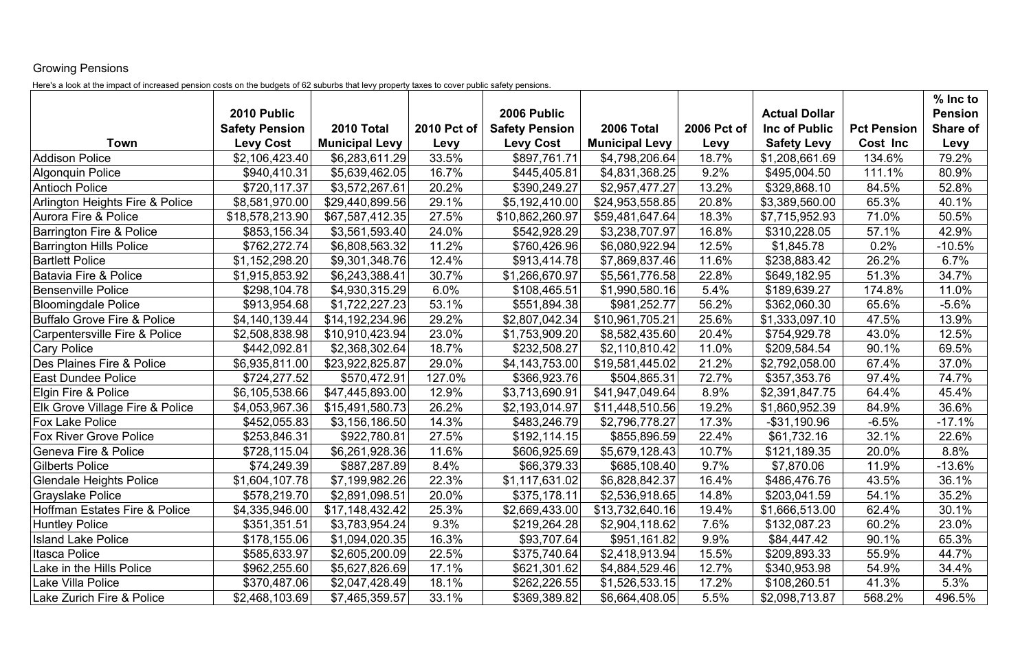Growing Pensions

Here's a look at the impact of increased pension costs on the budgets of 62 suburbs that levy property taxes to cover public safety pensions.

| Town | 2010 Public Safety Pension Levy Cost | 2010 Total Municipal Levy | 2010 Pct of Levy | 2006 Public Safety Pension Levy Cost | 2006 Total Municipal Levy | 2006 Pct of Levy | Actual Dollar Inc of Public Safety Levy | Pct Pension Cost Inc | % Inc to Pension Share of Levy |
|---|---|---|---|---|---|---|---|---|---|
| Addison Police | $2,106,423.40 | $6,283,611.29 | 33.5% | $897,761.71 | $4,798,206.64 | 18.7% | $1,208,661.69 | 134.6% | 79.2% |
| Algonquin Police | $940,410.31 | $5,639,462.05 | 16.7% | $445,405.81 | $4,831,368.25 | 9.2% | $495,004.50 | 111.1% | 80.9% |
| Antioch Police | $720,117.37 | $3,572,267.61 | 20.2% | $390,249.27 | $2,957,477.27 | 13.2% | $329,868.10 | 84.5% | 52.8% |
| Arlington Heights Fire & Police | $8,581,970.00 | $29,440,899.56 | 29.1% | $5,192,410.00 | $24,953,558.85 | 20.8% | $3,389,560.00 | 65.3% | 40.1% |
| Aurora Fire & Police | $18,578,213.90 | $67,587,412.35 | 27.5% | $10,862,260.97 | $59,481,647.64 | 18.3% | $7,715,952.93 | 71.0% | 50.5% |
| Barrington Fire & Police | $853,156.34 | $3,561,593.40 | 24.0% | $542,928.29 | $3,238,707.97 | 16.8% | $310,228.05 | 57.1% | 42.9% |
| Barrington Hills Police | $762,272.74 | $6,808,563.32 | 11.2% | $760,426.96 | $6,080,922.94 | 12.5% | $1,845.78 | 0.2% | -10.5% |
| Bartlett Police | $1,152,298.20 | $9,301,348.76 | 12.4% | $913,414.78 | $7,869,837.46 | 11.6% | $238,883.42 | 26.2% | 6.7% |
| Batavia Fire & Police | $1,915,853.92 | $6,243,388.41 | 30.7% | $1,266,670.97 | $5,561,776.58 | 22.8% | $649,182.95 | 51.3% | 34.7% |
| Bensenville Police | $298,104.78 | $4,930,315.29 | 6.0% | $108,465.51 | $1,990,580.16 | 5.4% | $189,639.27 | 174.8% | 11.0% |
| Bloomingdale Police | $913,954.68 | $1,722,227.23 | 53.1% | $551,894.38 | $981,252.77 | 56.2% | $362,060.30 | 65.6% | -5.6% |
| Buffalo Grove Fire & Police | $4,140,139.44 | $14,192,234.96 | 29.2% | $2,807,042.34 | $10,961,705.21 | 25.6% | $1,333,097.10 | 47.5% | 13.9% |
| Carpentersville Fire & Police | $2,508,838.98 | $10,910,423.94 | 23.0% | $1,753,909.20 | $8,582,435.60 | 20.4% | $754,929.78 | 43.0% | 12.5% |
| Cary Police | $442,092.81 | $2,368,302.64 | 18.7% | $232,508.27 | $2,110,810.42 | 11.0% | $209,584.54 | 90.1% | 69.5% |
| Des Plaines Fire & Police | $6,935,811.00 | $23,922,825.87 | 29.0% | $4,143,753.00 | $19,581,445.02 | 21.2% | $2,792,058.00 | 67.4% | 37.0% |
| East Dundee Police | $724,277.52 | $570,472.91 | 127.0% | $366,923.76 | $504,865.31 | 72.7% | $357,353.76 | 97.4% | 74.7% |
| Elgin Fire & Police | $6,105,538.66 | $47,445,893.00 | 12.9% | $3,713,690.91 | $41,947,049.64 | 8.9% | $2,391,847.75 | 64.4% | 45.4% |
| Elk Grove Village Fire & Police | $4,053,967.36 | $15,491,580.73 | 26.2% | $2,193,014.97 | $11,448,510.56 | 19.2% | $1,860,952.39 | 84.9% | 36.6% |
| Fox Lake Police | $452,055.83 | $3,156,186.50 | 14.3% | $483,246.79 | $2,796,778.27 | 17.3% | -$31,190.96 | -6.5% | -17.1% |
| Fox River Grove Police | $253,846.31 | $922,780.81 | 27.5% | $192,114.15 | $855,896.59 | 22.4% | $61,732.16 | 32.1% | 22.6% |
| Geneva Fire & Police | $728,115.04 | $6,261,928.36 | 11.6% | $606,925.69 | $5,679,128.43 | 10.7% | $121,189.35 | 20.0% | 8.8% |
| Gilberts Police | $74,249.39 | $887,287.89 | 8.4% | $66,379.33 | $685,108.40 | 9.7% | $7,870.06 | 11.9% | -13.6% |
| Glendale Heights Police | $1,604,107.78 | $7,199,982.26 | 22.3% | $1,117,631.02 | $6,828,842.37 | 16.4% | $486,476.76 | 43.5% | 36.1% |
| Grayslake Police | $578,219.70 | $2,891,098.51 | 20.0% | $375,178.11 | $2,536,918.65 | 14.8% | $203,041.59 | 54.1% | 35.2% |
| Hoffman Estates Fire & Police | $4,335,946.00 | $17,148,432.42 | 25.3% | $2,669,433.00 | $13,732,640.16 | 19.4% | $1,666,513.00 | 62.4% | 30.1% |
| Huntley Police | $351,351.51 | $3,783,954.24 | 9.3% | $219,264.28 | $2,904,118.62 | 7.6% | $132,087.23 | 60.2% | 23.0% |
| Island Lake Police | $178,155.06 | $1,094,020.35 | 16.3% | $93,707.64 | $951,161.82 | 9.9% | $84,447.42 | 90.1% | 65.3% |
| Itasca Police | $585,633.97 | $2,605,200.09 | 22.5% | $375,740.64 | $2,418,913.94 | 15.5% | $209,893.33 | 55.9% | 44.7% |
| Lake in the Hills Police | $962,255.60 | $5,627,826.69 | 17.1% | $621,301.62 | $4,884,529.46 | 12.7% | $340,953.98 | 54.9% | 34.4% |
| Lake Villa Police | $370,487.06 | $2,047,428.49 | 18.1% | $262,226.55 | $1,526,533.15 | 17.2% | $108,260.51 | 41.3% | 5.3% |
| Lake Zurich Fire & Police | $2,468,103.69 | $7,465,359.57 | 33.1% | $369,389.82 | $6,664,408.05 | 5.5% | $2,098,713.87 | 568.2% | 496.5% |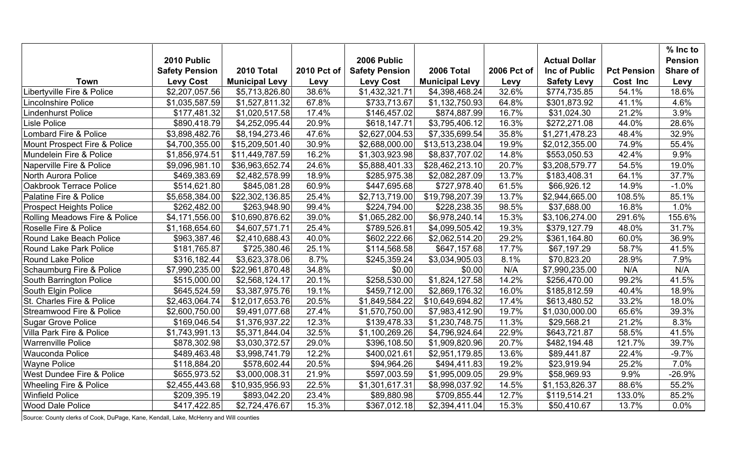| Town | 2010 Public Safety Pension Levy Cost | 2010 Total Municipal Levy | 2010 Pct of Levy | 2006 Public Safety Pension Levy Cost | 2006 Total Municipal Levy | 2006 Pct of Levy | Actual Dollar Inc of Public Safety Levy | Pct Pension Cost Inc | % Inc to Pension Share of Levy |
|---|---|---|---|---|---|---|---|---|---|
| Libertyville Fire & Police | $2,207,057.56 | $5,713,826.80 | 38.6% | $1,432,321.71 | $4,398,468.24 | 32.6% | $774,735.85 | 54.1% | 18.6% |
| Lincolnshire Police | $1,035,587.59 | $1,527,811.32 | 67.8% | $733,713.67 | $1,132,750.93 | 64.8% | $301,873.92 | 41.1% | 4.6% |
| Lindenhurst Police | $177,481.32 | $1,020,517.58 | 17.4% | $146,457.02 | $874,887.99 | 16.7% | $31,024.30 | 21.2% | 3.9% |
| Lisle Police | $890,418.79 | $4,252,095.44 | 20.9% | $618,147.71 | $3,795,406.12 | 16.3% | $272,271.08 | 44.0% | 28.6% |
| Lombard Fire & Police | $3,898,482.76 | $8,194,273.46 | 47.6% | $2,627,004.53 | $7,335,699.54 | 35.8% | $1,271,478.23 | 48.4% | 32.9% |
| Mount Prospect Fire & Police | $4,700,355.00 | $15,209,501.40 | 30.9% | $2,688,000.00 | $13,513,238.04 | 19.9% | $2,012,355.00 | 74.9% | 55.4% |
| Mundelein Fire & Police | $1,856,974.51 | $11,449,787.59 | 16.2% | $1,303,923.98 | $8,837,707.02 | 14.8% | $553,050.53 | 42.4% | 9.9% |
| Naperville Fire & Police | $9,096,981.10 | $36,963,652.74 | 24.6% | $5,888,401.33 | $28,462,213.10 | 20.7% | $3,208,579.77 | 54.5% | 19.0% |
| North Aurora Police | $469,383.69 | $2,482,578.99 | 18.9% | $285,975.38 | $2,082,287.09 | 13.7% | $183,408.31 | 64.1% | 37.7% |
| Oakbrook Terrace Police | $514,621.80 | $845,081.28 | 60.9% | $447,695.68 | $727,978.40 | 61.5% | $66,926.12 | 14.9% | -1.0% |
| Palatine Fire & Police | $5,658,384.00 | $22,302,136.85 | 25.4% | $2,713,719.00 | $19,798,207.39 | 13.7% | $2,944,665.00 | 108.5% | 85.1% |
| Prospect Heights Police | $262,482.00 | $263,948.90 | 99.4% | $224,794.00 | $228,238.35 | 98.5% | $37,688.00 | 16.8% | 1.0% |
| Rolling Meadows Fire & Police | $4,171,556.00 | $10,690,876.62 | 39.0% | $1,065,282.00 | $6,978,240.14 | 15.3% | $3,106,274.00 | 291.6% | 155.6% |
| Roselle Fire & Police | $1,168,654.60 | $4,607,571.71 | 25.4% | $789,526.81 | $4,099,505.42 | 19.3% | $379,127.79 | 48.0% | 31.7% |
| Round Lake Beach Police | $963,387.46 | $2,410,688.43 | 40.0% | $602,222.66 | $2,062,514.20 | 29.2% | $361,164.80 | 60.0% | 36.9% |
| Round Lake Park Police | $181,765.87 | $725,380.46 | 25.1% | $114,568.58 | $647,157.68 | 17.7% | $67,197.29 | 58.7% | 41.5% |
| Round Lake Police | $316,182.44 | $3,623,378.06 | 8.7% | $245,359.24 | $3,034,905.03 | 8.1% | $70,823.20 | 28.9% | 7.9% |
| Schaumburg Fire & Police | $7,990,235.00 | $22,961,870.48 | 34.8% | $0.00 | $0.00 | N/A | $7,990,235.00 | N/A | N/A |
| South Barrington Police | $515,000.00 | $2,568,124.17 | 20.1% | $258,530.00 | $1,824,127.58 | 14.2% | $256,470.00 | 99.2% | 41.5% |
| South Elgin Police | $645,524.59 | $3,387,975.76 | 19.1% | $459,712.00 | $2,869,176.32 | 16.0% | $185,812.59 | 40.4% | 18.9% |
| St. Charles Fire & Police | $2,463,064.74 | $12,017,653.76 | 20.5% | $1,849,584.22 | $10,649,694.82 | 17.4% | $613,480.52 | 33.2% | 18.0% |
| Streamwood Fire & Police | $2,600,750.00 | $9,491,077.68 | 27.4% | $1,570,750.00 | $7,983,412.90 | 19.7% | $1,030,000.00 | 65.6% | 39.3% |
| Sugar Grove Police | $169,046.54 | $1,376,937.22 | 12.3% | $139,478.33 | $1,230,748.75 | 11.3% | $29,568.21 | 21.2% | 8.3% |
| Villa Park Fire & Police | $1,743,991.13 | $5,371,844.04 | 32.5% | $1,100,269.26 | $4,796,924.64 | 22.9% | $643,721.87 | 58.5% | 41.5% |
| Warrenville Police | $878,302.98 | $3,030,372.57 | 29.0% | $396,108.50 | $1,909,820.96 | 20.7% | $482,194.48 | 121.7% | 39.7% |
| Wauconda Police | $489,463.48 | $3,998,741.79 | 12.2% | $400,021.61 | $2,951,179.85 | 13.6% | $89,441.87 | 22.4% | -9.7% |
| Wayne Police | $118,884.20 | $578,602.44 | 20.5% | $94,964.26 | $494,411.83 | 19.2% | $23,919.94 | 25.2% | 7.0% |
| West Dundee Fire & Police | $655,973.52 | $3,000,008.31 | 21.9% | $597,003.59 | $1,995,009.05 | 29.9% | $58,969.93 | 9.9% | -26.9% |
| Wheeling Fire & Police | $2,455,443.68 | $10,935,956.93 | 22.5% | $1,301,617.31 | $8,998,037.92 | 14.5% | $1,153,826.37 | 88.6% | 55.2% |
| Winfield Police | $209,395.19 | $893,042.20 | 23.4% | $89,880.98 | $709,855.44 | 12.7% | $119,514.21 | 133.0% | 85.2% |
| Wood Dale Police | $417,422.85 | $2,724,476.67 | 15.3% | $367,012.18 | $2,394,411.04 | 15.3% | $50,410.67 | 13.7% | 0.0% |

Source: County clerks of Cook, DuPage, Kane, Kendall, Lake, McHenry and Will counties